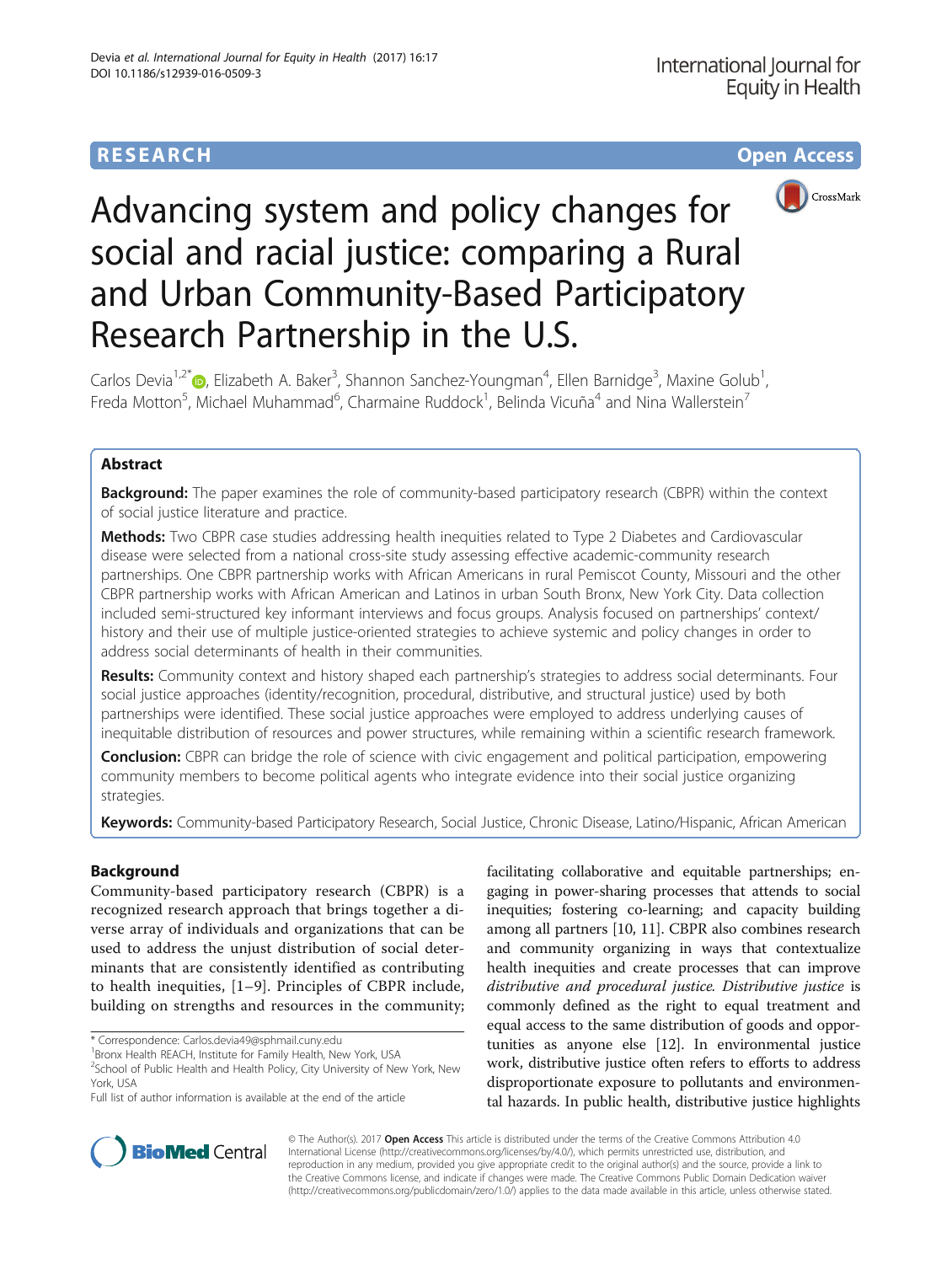**RESEARCH** **Open Access**

# Advancing system and policy changes for social and racial justice: comparing a Rural and Urban Community-Based Participatory Research Partnership in the U.S.

Carlos Devia[1,2*], Elizabeth A. Baker[3], Shannon Sanchez-Youngman[4], Ellen Barnidge[3], Maxine Golub[1], Freda Motton[5], Michael Muhammad[6], Charmaine Ruddock[1], Belinda Vicuña[4] and Nina Wallerstein[7]

## Abstract

**Background:** The paper examines the role of community-based participatory research (CBPR) within the context of social justice literature and practice.

**Methods:** Two CBPR case studies addressing health inequities related to Type 2 Diabetes and Cardiovascular disease were selected from a national cross-site study assessing effective academic-community research partnerships. One CBPR partnership works with African Americans in rural Pemiscot County, Missouri and the other CBPR partnership works with African American and Latinos in urban South Bronx, New York City. Data collection included semi-structured key informant interviews and focus groups. Analysis focused on partnerships' context/history and their use of multiple justice-oriented strategies to achieve systemic and policy changes in order to address social determinants of health in their communities.

**Results:** Community context and history shaped each partnership's strategies to address social determinants. Four social justice approaches (identity/recognition, procedural, distributive, and structural justice) used by both partnerships were identified. These social justice approaches were employed to address underlying causes of inequitable distribution of resources and power structures, while remaining within a scientific research framework.

**Conclusion:** CBPR can bridge the role of science with civic engagement and political participation, empowering community members to become political agents who integrate evidence into their social justice organizing strategies.

**Keywords:** Community-based Participatory Research, Social Justice, Chronic Disease, Latino/Hispanic, African American

## Background

Community-based participatory research (CBPR) is a recognized research approach that brings together a diverse array of individuals and organizations that can be used to address the unjust distribution of social determinants that are consistently identified as contributing to health inequities, [1–9]. Principles of CBPR include, building on strengths and resources in the community; facilitating collaborative and equitable partnerships; engaging in power-sharing processes that attends to social inequities; fostering co-learning; and capacity building among all partners [10, 11]. CBPR also combines research and community organizing in ways that contextualize health inequities and create processes that can improve *distributive and procedural justice. Distributive justice* is commonly defined as the right to equal treatment and equal access to the same distribution of goods and opportunities as anyone else [12]. In environmental justice work, distributive justice often refers to efforts to address disproportionate exposure to pollutants and environmental hazards. In public health, distributive justice highlights

\* Correspondence: Carlos.devia49@sphmail.cuny.edu
[1]Bronx Health REACH, Institute for Family Health, New York, USA
[2]School of Public Health and Health Policy, City University of New York, New York, USA
Full list of author information is available at the end of the article

© The Author(s). 2017 **Open Access** This article is distributed under the terms of the Creative Commons Attribution 4.0 International License (http://creativecommons.org/licenses/by/4.0/), which permits unrestricted use, distribution, and reproduction in any medium, provided you give appropriate credit to the original author(s) and the source, provide a link to the Creative Commons license, and indicate if changes were made. The Creative Commons Public Domain Dedication waiver (http://creativecommons.org/publicdomain/zero/1.0/) applies to the data made available in this article, unless otherwise stated.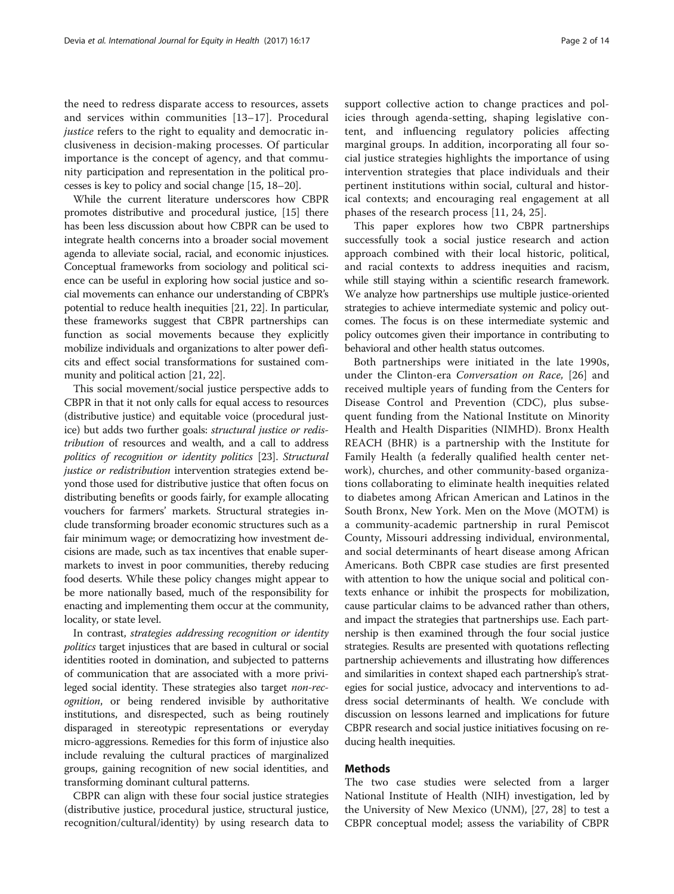the need to redress disparate access to resources, assets and services within communities [13–17]. Procedural *justice* refers to the right to equality and democratic inclusiveness in decision-making processes. Of particular importance is the concept of agency, and that community participation and representation in the political processes is key to policy and social change [15, 18–20].

While the current literature underscores how CBPR promotes distributive and procedural justice, [15] there has been less discussion about how CBPR can be used to integrate health concerns into a broader social movement agenda to alleviate social, racial, and economic injustices. Conceptual frameworks from sociology and political science can be useful in exploring how social justice and social movements can enhance our understanding of CBPR's potential to reduce health inequities [21, 22]. In particular, these frameworks suggest that CBPR partnerships can function as social movements because they explicitly mobilize individuals and organizations to alter power deficits and effect social transformations for sustained community and political action [21, 22].

This social movement/social justice perspective adds to CBPR in that it not only calls for equal access to resources (distributive justice) and equitable voice (procedural justice) but adds two further goals: *structural justice or redistribution* of resources and wealth, and a call to address *politics of recognition or identity politics* [23]. *Structural justice or redistribution* intervention strategies extend beyond those used for distributive justice that often focus on distributing benefits or goods fairly, for example allocating vouchers for farmers' markets. Structural strategies include transforming broader economic structures such as a fair minimum wage; or democratizing how investment decisions are made, such as tax incentives that enable supermarkets to invest in poor communities, thereby reducing food deserts. While these policy changes might appear to be more nationally based, much of the responsibility for enacting and implementing them occur at the community, locality, or state level.

In contrast, *strategies addressing recognition or identity politics* target injustices that are based in cultural or social identities rooted in domination, and subjected to patterns of communication that are associated with a more privileged social identity. These strategies also target *non-recognition*, or being rendered invisible by authoritative institutions, and disrespected, such as being routinely disparaged in stereotypic representations or everyday micro-aggressions. Remedies for this form of injustice also include revaluing the cultural practices of marginalized groups, gaining recognition of new social identities, and transforming dominant cultural patterns.

CBPR can align with these four social justice strategies (distributive justice, procedural justice, structural justice, recognition/cultural/identity) by using research data to support collective action to change practices and policies through agenda-setting, shaping legislative content, and influencing regulatory policies affecting marginal groups. In addition, incorporating all four social justice strategies highlights the importance of using intervention strategies that place individuals and their pertinent institutions within social, cultural and historical contexts; and encouraging real engagement at all phases of the research process [11, 24, 25].

This paper explores how two CBPR partnerships successfully took a social justice research and action approach combined with their local historic, political, and racial contexts to address inequities and racism, while still staying within a scientific research framework. We analyze how partnerships use multiple justice-oriented strategies to achieve intermediate systemic and policy outcomes. The focus is on these intermediate systemic and policy outcomes given their importance in contributing to behavioral and other health status outcomes.

Both partnerships were initiated in the late 1990s, under the Clinton-era *Conversation on Race,* [26] and received multiple years of funding from the Centers for Disease Control and Prevention (CDC), plus subsequent funding from the National Institute on Minority Health and Health Disparities (NIMHD). Bronx Health REACH (BHR) is a partnership with the Institute for Family Health (a federally qualified health center network), churches, and other community-based organizations collaborating to eliminate health inequities related to diabetes among African American and Latinos in the South Bronx, New York. Men on the Move (MOTM) is a community-academic partnership in rural Pemiscot County, Missouri addressing individual, environmental, and social determinants of heart disease among African Americans. Both CBPR case studies are first presented with attention to how the unique social and political contexts enhance or inhibit the prospects for mobilization, cause particular claims to be advanced rather than others, and impact the strategies that partnerships use. Each partnership is then examined through the four social justice strategies. Results are presented with quotations reflecting partnership achievements and illustrating how differences and similarities in context shaped each partnership's strategies for social justice, advocacy and interventions to address social determinants of health. We conclude with discussion on lessons learned and implications for future CBPR research and social justice initiatives focusing on reducing health inequities.

## Methods

The two case studies were selected from a larger National Institute of Health (NIH) investigation, led by the University of New Mexico (UNM), [27, 28] to test a CBPR conceptual model; assess the variability of CBPR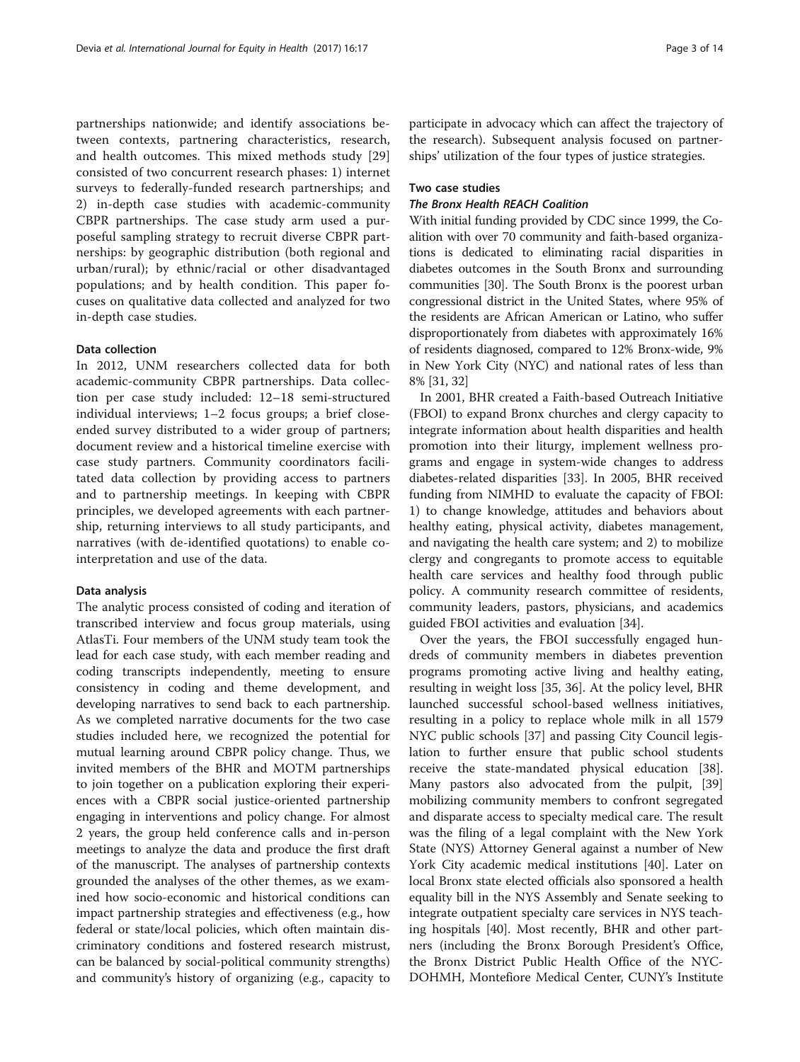partnerships nationwide; and identify associations between contexts, partnering characteristics, research, and health outcomes. This mixed methods study [29] consisted of two concurrent research phases: 1) internet surveys to federally-funded research partnerships; and 2) in-depth case studies with academic-community CBPR partnerships. The case study arm used a purposeful sampling strategy to recruit diverse CBPR partnerships: by geographic distribution (both regional and urban/rural); by ethnic/racial or other disadvantaged populations; and by health condition. This paper focuses on qualitative data collected and analyzed for two in-depth case studies.

### Data collection

In 2012, UNM researchers collected data for both academic-community CBPR partnerships. Data collection per case study included: 12–18 semi-structured individual interviews; 1–2 focus groups; a brief close-ended survey distributed to a wider group of partners; document review and a historical timeline exercise with case study partners. Community coordinators facilitated data collection by providing access to partners and to partnership meetings. In keeping with CBPR principles, we developed agreements with each partnership, returning interviews to all study participants, and narratives (with de-identified quotations) to enable co-interpretation and use of the data.

### Data analysis

The analytic process consisted of coding and iteration of transcribed interview and focus group materials, using AtlasTi. Four members of the UNM study team took the lead for each case study, with each member reading and coding transcripts independently, meeting to ensure consistency in coding and theme development, and developing narratives to send back to each partnership. As we completed narrative documents for the two case studies included here, we recognized the potential for mutual learning around CBPR policy change. Thus, we invited members of the BHR and MOTM partnerships to join together on a publication exploring their experiences with a CBPR social justice-oriented partnership engaging in interventions and policy change. For almost 2 years, the group held conference calls and in-person meetings to analyze the data and produce the first draft of the manuscript. The analyses of partnership contexts grounded the analyses of the other themes, as we examined how socio-economic and historical conditions can impact partnership strategies and effectiveness (e.g., how federal or state/local policies, which often maintain discriminatory conditions and fostered research mistrust, can be balanced by social-political community strengths) and community's history of organizing (e.g., capacity to participate in advocacy which can affect the trajectory of the research). Subsequent analysis focused on partnerships' utilization of the four types of justice strategies.

### Two case studies

#### *The Bronx Health REACH Coalition*

With initial funding provided by CDC since 1999, the Coalition with over 70 community and faith-based organizations is dedicated to eliminating racial disparities in diabetes outcomes in the South Bronx and surrounding communities [30]. The South Bronx is the poorest urban congressional district in the United States, where 95% of the residents are African American or Latino, who suffer disproportionately from diabetes with approximately 16% of residents diagnosed, compared to 12% Bronx-wide, 9% in New York City (NYC) and national rates of less than 8% [31, 32]

In 2001, BHR created a Faith-based Outreach Initiative (FBOI) to expand Bronx churches and clergy capacity to integrate information about health disparities and health promotion into their liturgy, implement wellness programs and engage in system-wide changes to address diabetes-related disparities [33]. In 2005, BHR received funding from NIMHD to evaluate the capacity of FBOI: 1) to change knowledge, attitudes and behaviors about healthy eating, physical activity, diabetes management, and navigating the health care system; and 2) to mobilize clergy and congregants to promote access to equitable health care services and healthy food through public policy. A community research committee of residents, community leaders, pastors, physicians, and academics guided FBOI activities and evaluation [34].

Over the years, the FBOI successfully engaged hundreds of community members in diabetes prevention programs promoting active living and healthy eating, resulting in weight loss [35, 36]. At the policy level, BHR launched successful school-based wellness initiatives, resulting in a policy to replace whole milk in all 1579 NYC public schools [37] and passing City Council legislation to further ensure that public school students receive the state-mandated physical education [38]. Many pastors also advocated from the pulpit, [39] mobilizing community members to confront segregated and disparate access to specialty medical care. The result was the filing of a legal complaint with the New York State (NYS) Attorney General against a number of New York City academic medical institutions [40]. Later on local Bronx state elected officials also sponsored a health equality bill in the NYS Assembly and Senate seeking to integrate outpatient specialty care services in NYS teaching hospitals [40]. Most recently, BHR and other partners (including the Bronx Borough President's Office, the Bronx District Public Health Office of the NYC-DOHMH, Montefiore Medical Center, CUNY's Institute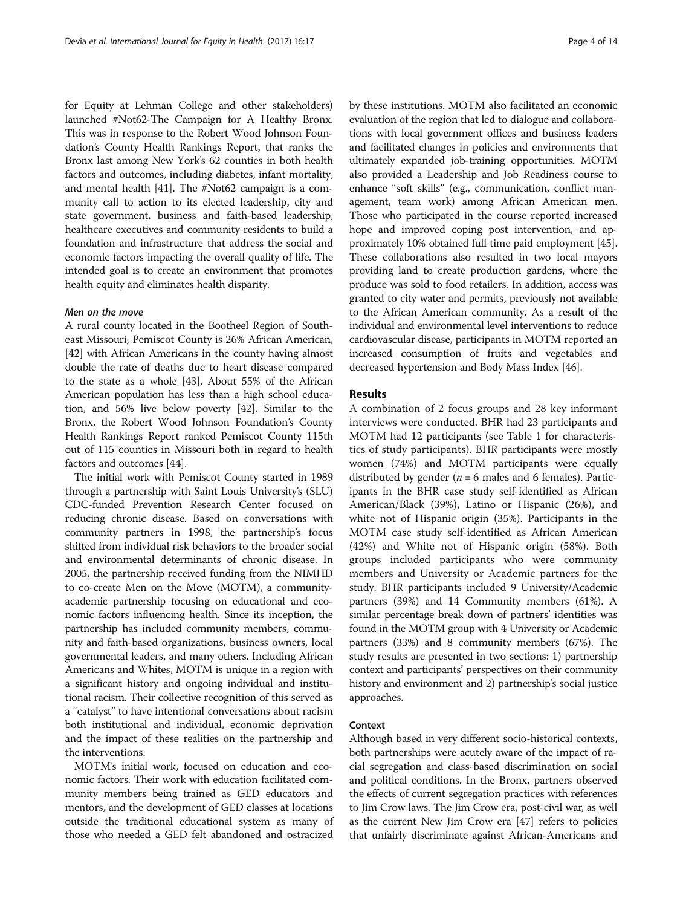for Equity at Lehman College and other stakeholders) launched #Not62-The Campaign for A Healthy Bronx. This was in response to the Robert Wood Johnson Foundation's County Health Rankings Report, that ranks the Bronx last among New York's 62 counties in both health factors and outcomes, including diabetes, infant mortality, and mental health [41]. The #Not62 campaign is a community call to action to its elected leadership, city and state government, business and faith-based leadership, healthcare executives and community residents to build a foundation and infrastructure that address the social and economic factors impacting the overall quality of life. The intended goal is to create an environment that promotes health equity and eliminates health disparity.

#### Men on the move

A rural county located in the Bootheel Region of Southeast Missouri, Pemiscot County is 26% African American, [42] with African Americans in the county having almost double the rate of deaths due to heart disease compared to the state as a whole [43]. About 55% of the African American population has less than a high school education, and 56% live below poverty [42]. Similar to the Bronx, the Robert Wood Johnson Foundation's County Health Rankings Report ranked Pemiscot County 115th out of 115 counties in Missouri both in regard to health factors and outcomes [44].

The initial work with Pemiscot County started in 1989 through a partnership with Saint Louis University's (SLU) CDC-funded Prevention Research Center focused on reducing chronic disease. Based on conversations with community partners in 1998, the partnership's focus shifted from individual risk behaviors to the broader social and environmental determinants of chronic disease. In 2005, the partnership received funding from the NIMHD to co-create Men on the Move (MOTM), a community-academic partnership focusing on educational and economic factors influencing health. Since its inception, the partnership has included community members, community and faith-based organizations, business owners, local governmental leaders, and many others. Including African Americans and Whites, MOTM is unique in a region with a significant history and ongoing individual and institutional racism. Their collective recognition of this served as a "catalyst" to have intentional conversations about racism both institutional and individual, economic deprivation and the impact of these realities on the partnership and the interventions.

MOTM's initial work, focused on education and economic factors. Their work with education facilitated community members being trained as GED educators and mentors, and the development of GED classes at locations outside the traditional educational system as many of those who needed a GED felt abandoned and ostracized by these institutions. MOTM also facilitated an economic evaluation of the region that led to dialogue and collaborations with local government offices and business leaders and facilitated changes in policies and environments that ultimately expanded job-training opportunities. MOTM also provided a Leadership and Job Readiness course to enhance "soft skills" (e.g., communication, conflict management, team work) among African American men. Those who participated in the course reported increased hope and improved coping post intervention, and approximately 10% obtained full time paid employment [45]. These collaborations also resulted in two local mayors providing land to create production gardens, where the produce was sold to food retailers. In addition, access was granted to city water and permits, previously not available to the African American community. As a result of the individual and environmental level interventions to reduce cardiovascular disease, participants in MOTM reported an increased consumption of fruits and vegetables and decreased hypertension and Body Mass Index [46].

## Results

A combination of 2 focus groups and 28 key informant interviews were conducted. BHR had 23 participants and MOTM had 12 participants (see Table 1 for characteristics of study participants). BHR participants were mostly women (74%) and MOTM participants were equally distributed by gender ($n = 6$ males and 6 females). Participants in the BHR case study self-identified as African American/Black (39%), Latino or Hispanic (26%), and white not of Hispanic origin (35%). Participants in the MOTM case study self-identified as African American (42%) and White not of Hispanic origin (58%). Both groups included participants who were community members and University or Academic partners for the study. BHR participants included 9 University/Academic partners (39%) and 14 Community members (61%). A similar percentage break down of partners' identities was found in the MOTM group with 4 University or Academic partners (33%) and 8 community members (67%). The study results are presented in two sections: 1) partnership context and participants' perspectives on their community history and environment and 2) partnership's social justice approaches.

### Context

Although based in very different socio-historical contexts, both partnerships were acutely aware of the impact of racial segregation and class-based discrimination on social and political conditions. In the Bronx, partners observed the effects of current segregation practices with references to Jim Crow laws. The Jim Crow era, post-civil war, as well as the current New Jim Crow era [47] refers to policies that unfairly discriminate against African-Americans and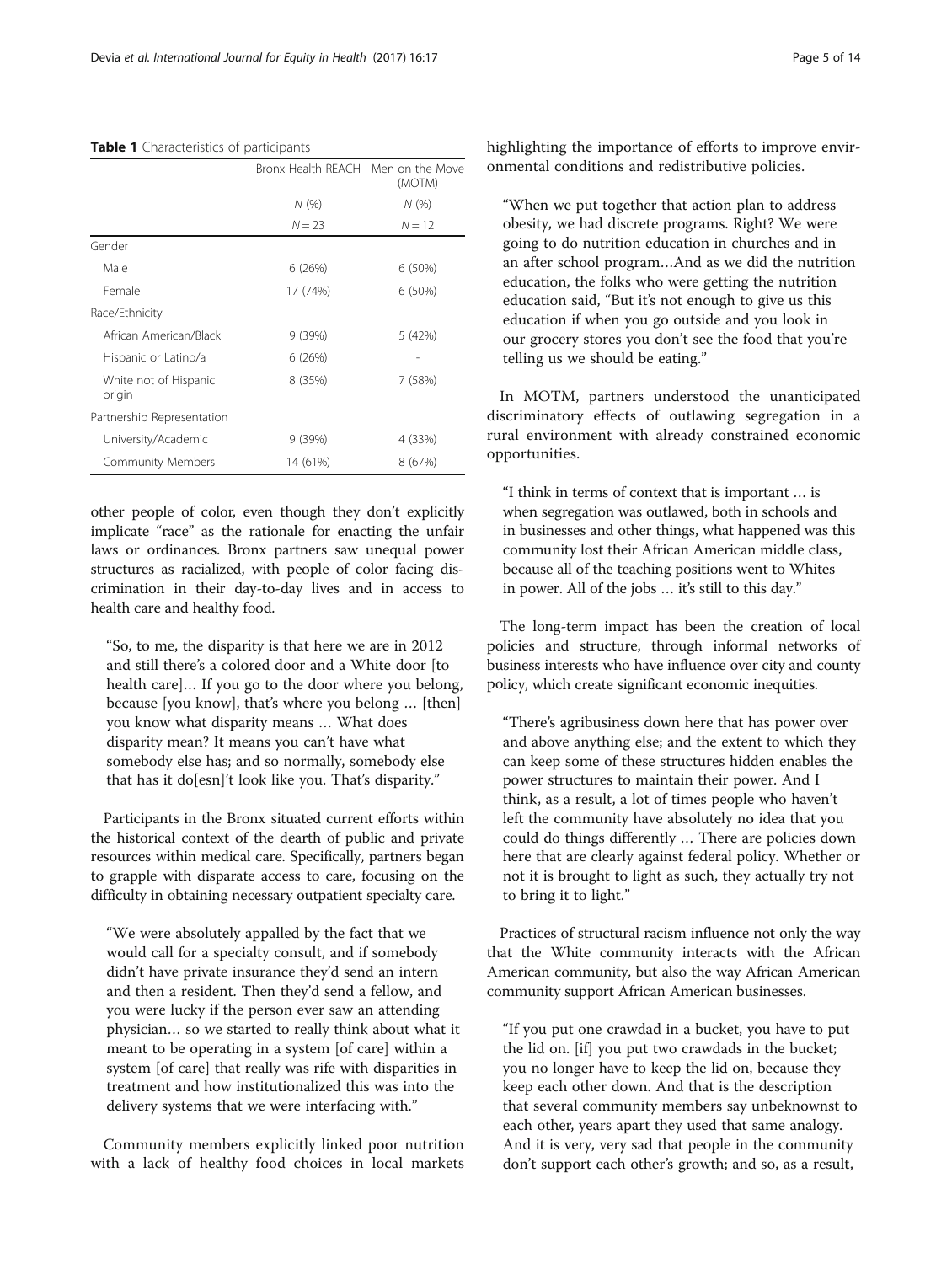**Table 1** Characteristics of participants

| | Bronx Health REACH | Men on the Move (MOTM) |
|---|---|---|
| | N (%) | N (%) |
| | N = 23 | N = 12 |
| Gender | | |
| Male | 6 (26%) | 6 (50%) |
| Female | 17 (74%) | 6 (50%) |
| Race/Ethnicity | | |
| African American/Black | 9 (39%) | 5 (42%) |
| Hispanic or Latino/a | 6 (26%) | - |
| White not of Hispanic origin | 8 (35%) | 7 (58%) |
| Partnership Representation | | |
| University/Academic | 9 (39%) | 4 (33%) |
| Community Members | 14 (61%) | 8 (67%) |

other people of color, even though they don't explicitly implicate "race" as the rationale for enacting the unfair laws or ordinances. Bronx partners saw unequal power structures as racialized, with people of color facing discrimination in their day-to-day lives and in access to health care and healthy food.

> "So, to me, the disparity is that here we are in 2012 and still there's a colored door and a White door [to health care]… If you go to the door where you belong, because [you know], that's where you belong … [then] you know what disparity means … What does disparity mean? It means you can't have what somebody else has; and so normally, somebody else that has it do[esn]'t look like you. That's disparity."

Participants in the Bronx situated current efforts within the historical context of the dearth of public and private resources within medical care. Specifically, partners began to grapple with disparate access to care, focusing on the difficulty in obtaining necessary outpatient specialty care.

> "We were absolutely appalled by the fact that we would call for a specialty consult, and if somebody didn't have private insurance they'd send an intern and then a resident. Then they'd send a fellow, and you were lucky if the person ever saw an attending physician… so we started to really think about what it meant to be operating in a system [of care] within a system [of care] that really was rife with disparities in treatment and how institutionalized this was into the delivery systems that we were interfacing with."

Community members explicitly linked poor nutrition with a lack of healthy food choices in local markets highlighting the importance of efforts to improve environmental conditions and redistributive policies.

> "When we put together that action plan to address obesity, we had discrete programs. Right? We were going to do nutrition education in churches and in an after school program…And as we did the nutrition education, the folks who were getting the nutrition education said, "But it's not enough to give us this education if when you go outside and you look in our grocery stores you don't see the food that you're telling us we should be eating."

In MOTM, partners understood the unanticipated discriminatory effects of outlawing segregation in a rural environment with already constrained economic opportunities.

> "I think in terms of context that is important … is when segregation was outlawed, both in schools and in businesses and other things, what happened was this community lost their African American middle class, because all of the teaching positions went to Whites in power. All of the jobs … it's still to this day."

The long-term impact has been the creation of local policies and structure, through informal networks of business interests who have influence over city and county policy, which create significant economic inequities.

> "There's agribusiness down here that has power over and above anything else; and the extent to which they can keep some of these structures hidden enables the power structures to maintain their power. And I think, as a result, a lot of times people who haven't left the community have absolutely no idea that you could do things differently … There are policies down here that are clearly against federal policy. Whether or not it is brought to light as such, they actually try not to bring it to light."

Practices of structural racism influence not only the way that the White community interacts with the African American community, but also the way African American community support African American businesses.

> "If you put one crawdad in a bucket, you have to put the lid on. [if] you put two crawdads in the bucket; you no longer have to keep the lid on, because they keep each other down. And that is the description that several community members say unbeknownst to each other, years apart they used that same analogy. And it is very, very sad that people in the community don't support each other's growth; and so, as a result,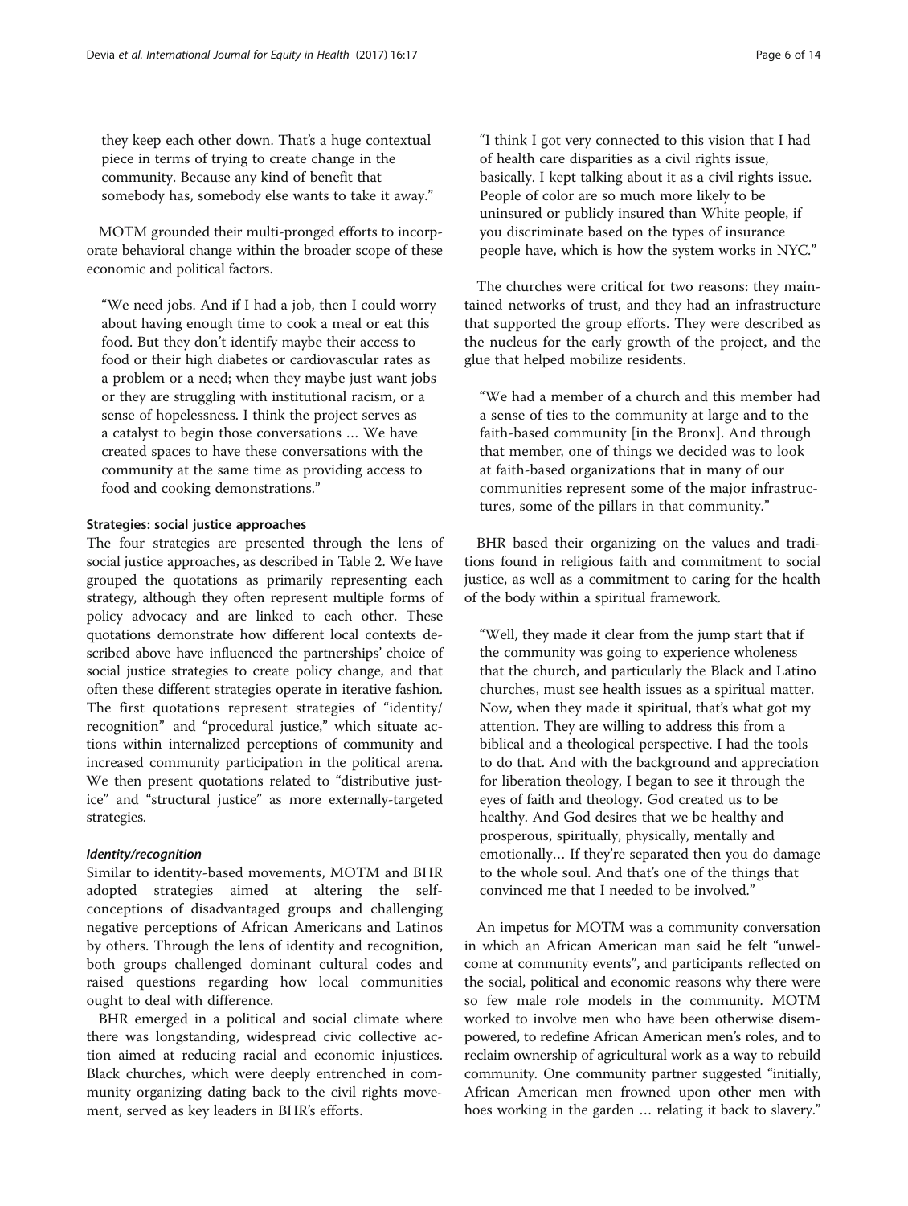they keep each other down. That's a huge contextual piece in terms of trying to create change in the community. Because any kind of benefit that somebody has, somebody else wants to take it away."

MOTM grounded their multi-pronged efforts to incorporate behavioral change within the broader scope of these economic and political factors.

> "We need jobs. And if I had a job, then I could worry about having enough time to cook a meal or eat this food. But they don't identify maybe their access to food or their high diabetes or cardiovascular rates as a problem or a need; when they maybe just want jobs or they are struggling with institutional racism, or a sense of hopelessness. I think the project serves as a catalyst to begin those conversations … We have created spaces to have these conversations with the community at the same time as providing access to food and cooking demonstrations."

### Strategies: social justice approaches

The four strategies are presented through the lens of social justice approaches, as described in Table 2. We have grouped the quotations as primarily representing each strategy, although they often represent multiple forms of policy advocacy and are linked to each other. These quotations demonstrate how different local contexts described above have influenced the partnerships' choice of social justice strategies to create policy change, and that often these different strategies operate in iterative fashion. The first quotations represent strategies of "identity/recognition" and "procedural justice," which situate actions within internalized perceptions of community and increased community participation in the political arena. We then present quotations related to "distributive justice" and "structural justice" as more externally-targeted strategies.

#### *Identity/recognition*

Similar to identity-based movements, MOTM and BHR adopted strategies aimed at altering the self-conceptions of disadvantaged groups and challenging negative perceptions of African Americans and Latinos by others. Through the lens of identity and recognition, both groups challenged dominant cultural codes and raised questions regarding how local communities ought to deal with difference.

BHR emerged in a political and social climate where there was longstanding, widespread civic collective action aimed at reducing racial and economic injustices. Black churches, which were deeply entrenched in community organizing dating back to the civil rights movement, served as key leaders in BHR's efforts.

> "I think I got very connected to this vision that I had of health care disparities as a civil rights issue, basically. I kept talking about it as a civil rights issue. People of color are so much more likely to be uninsured or publicly insured than White people, if you discriminate based on the types of insurance people have, which is how the system works in NYC."

The churches were critical for two reasons: they maintained networks of trust, and they had an infrastructure that supported the group efforts. They were described as the nucleus for the early growth of the project, and the glue that helped mobilize residents.

> "We had a member of a church and this member had a sense of ties to the community at large and to the faith-based community [in the Bronx]. And through that member, one of things we decided was to look at faith-based organizations that in many of our communities represent some of the major infrastructures, some of the pillars in that community."

BHR based their organizing on the values and traditions found in religious faith and commitment to social justice, as well as a commitment to caring for the health of the body within a spiritual framework.

> "Well, they made it clear from the jump start that if the community was going to experience wholeness that the church, and particularly the Black and Latino churches, must see health issues as a spiritual matter. Now, when they made it spiritual, that's what got my attention. They are willing to address this from a biblical and a theological perspective. I had the tools to do that. And with the background and appreciation for liberation theology, I began to see it through the eyes of faith and theology. God created us to be healthy. And God desires that we be healthy and prosperous, spiritually, physically, mentally and emotionally… If they're separated then you do damage to the whole soul. And that's one of the things that convinced me that I needed to be involved."

An impetus for MOTM was a community conversation in which an African American man said he felt "unwelcome at community events", and participants reflected on the social, political and economic reasons why there were so few male role models in the community. MOTM worked to involve men who have been otherwise disempowered, to redefine African American men's roles, and to reclaim ownership of agricultural work as a way to rebuild community. One community partner suggested "initially, African American men frowned upon other men with hoes working in the garden … relating it back to slavery."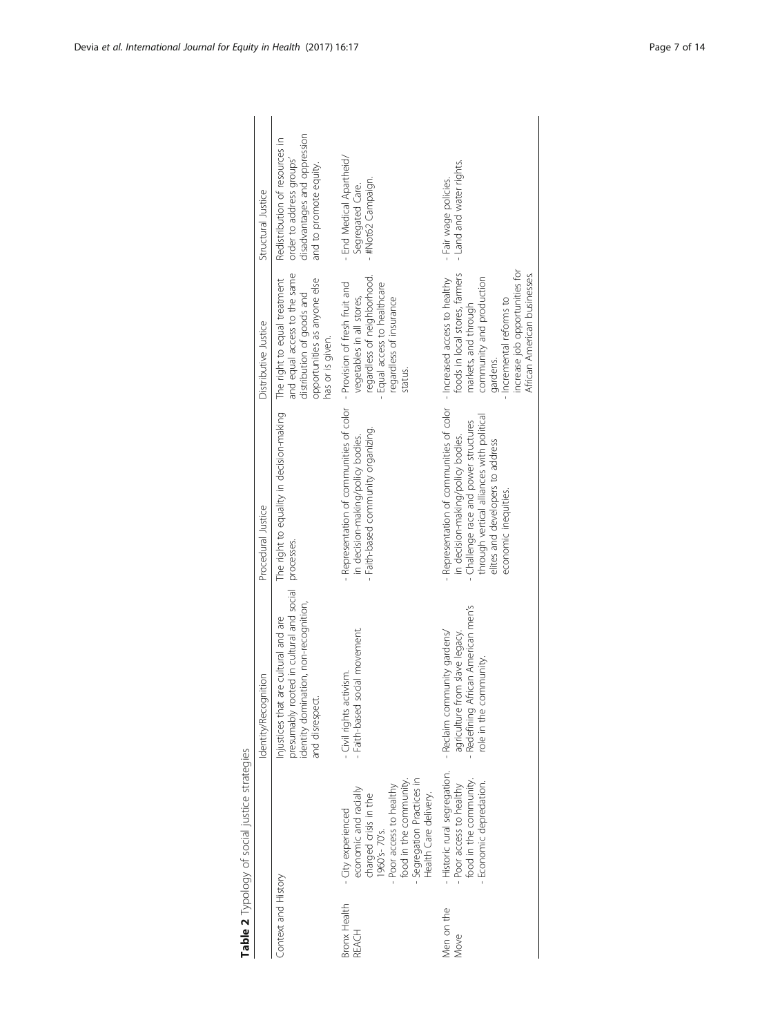**Table 2** Typology of social justice strategies

| | | Identity/Recognition | Procedural Justice | Distributive Justice | Structural Justice |
|---|---|---|---|---|---|
| Context and History | | Injustices that are cultural and are presumably rooted in cultural and social identity domination, non-recognition, and disrespect. | The right to equality in decision-making processes. | The right to equal treatment and equal access to the same distribution of goods and opportunities as anyone else has or is given. | Redistribution of resources in order to address groups' disadvantages and oppression and to promote equity. |
| Bronx Health REACH | - City experienced economic and racially charged crisis in the 1960's- 70's.<br>- Poor access to healthy food in the community.<br>- Segregation Practices in Health Care delivery. | - Civil rights activism.<br>- Faith-based social movement. | - Representation of communities of color in decision-making/policy bodies.<br>- Faith-based community organizing. | - Provision of fresh fruit and vegetables in all stores, regardless of neighborhood.<br>- Equal access to healthcare regardless of insurance status. | - End Medical Apartheid/ Segregated Care.<br>- #Not62 Campaign. |
| Men on the Move | - Historic rural segregation.<br>- Poor access to healthy food in the community.<br>- Economic depredation. | - Reclaim community gardens/ agriculture from slave legacy.<br>- Redefining African American men's role in the community. | - Representation of communities of color in decision-making/policy bodies.<br>- Challenge race and power structures through vertical alliances with political elites and developers to address economic inequities. | - Increased access to healthy foods in local stores, farmers markets, and through community and production gardens.<br>- Incremental reforms to increase job opportunities for African American businesses. | - Fair wage policies.<br>- Land and water rights. |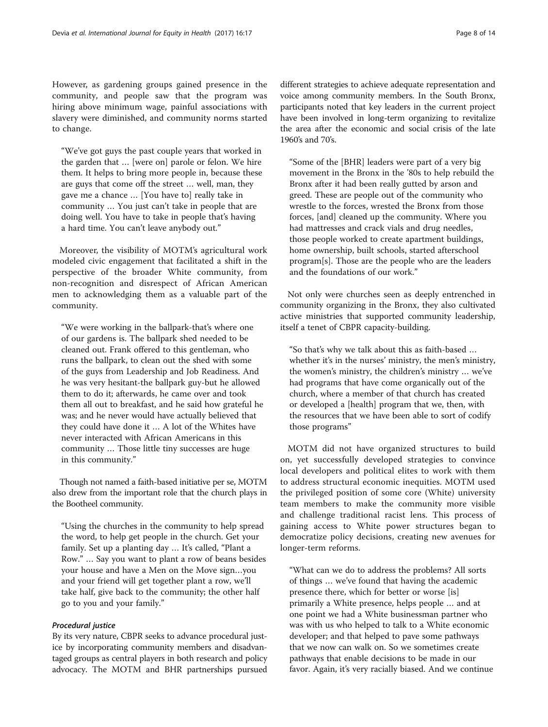However, as gardening groups gained presence in the community, and people saw that the program was hiring above minimum wage, painful associations with slavery were diminished, and community norms started to change.

> "We've got guys the past couple years that worked in the garden that … [were on] parole or felon. We hire them. It helps to bring more people in, because these are guys that come off the street … well, man, they gave me a chance … [You have to] really take in community … You just can't take in people that are doing well. You have to take in people that's having a hard time. You can't leave anybody out."

Moreover, the visibility of MOTM's agricultural work modeled civic engagement that facilitated a shift in the perspective of the broader White community, from non-recognition and disrespect of African American men to acknowledging them as a valuable part of the community.

> "We were working in the ballpark-that's where one of our gardens is. The ballpark shed needed to be cleaned out. Frank offered to this gentleman, who runs the ballpark, to clean out the shed with some of the guys from Leadership and Job Readiness. And he was very hesitant-the ballpark guy-but he allowed them to do it; afterwards, he came over and took them all out to breakfast, and he said how grateful he was; and he never would have actually believed that they could have done it … A lot of the Whites have never interacted with African Americans in this community … Those little tiny successes are huge in this community."

Though not named a faith-based initiative per se, MOTM also drew from the important role that the church plays in the Bootheel community.

> "Using the churches in the community to help spread the word, to help get people in the church. Get your family. Set up a planting day … It's called, "Plant a Row." … Say you want to plant a row of beans besides your house and have a Men on the Move sign…you and your friend will get together plant a row, we'll take half, give back to the community; the other half go to you and your family."

#### *Procedural justice*

By its very nature, CBPR seeks to advance procedural justice by incorporating community members and disadvantaged groups as central players in both research and policy advocacy. The MOTM and BHR partnerships pursued different strategies to achieve adequate representation and voice among community members. In the South Bronx, participants noted that key leaders in the current project have been involved in long-term organizing to revitalize the area after the economic and social crisis of the late 1960's and 70's.

> "Some of the [BHR] leaders were part of a very big movement in the Bronx in the '80s to help rebuild the Bronx after it had been really gutted by arson and greed. These are people out of the community who wrestle to the forces, wrested the Bronx from those forces, [and] cleaned up the community. Where you had mattresses and crack vials and drug needles, those people worked to create apartment buildings, home ownership, built schools, started afterschool program[s]. Those are the people who are the leaders and the foundations of our work."

Not only were churches seen as deeply entrenched in community organizing in the Bronx, they also cultivated active ministries that supported community leadership, itself a tenet of CBPR capacity-building.

> "So that's why we talk about this as faith-based … whether it's in the nurses' ministry, the men's ministry, the women's ministry, the children's ministry … we've had programs that have come organically out of the church, where a member of that church has created or developed a [health] program that we, then, with the resources that we have been able to sort of codify those programs"

MOTM did not have organized structures to build on, yet successfully developed strategies to convince local developers and political elites to work with them to address structural economic inequities. MOTM used the privileged position of some core (White) university team members to make the community more visible and challenge traditional racist lens. This process of gaining access to White power structures began to democratize policy decisions, creating new avenues for longer-term reforms.

> "What can we do to address the problems? All sorts of things … we've found that having the academic presence there, which for better or worse [is] primarily a White presence, helps people … and at one point we had a White businessman partner who was with us who helped to talk to a White economic developer; and that helped to pave some pathways that we now can walk on. So we sometimes create pathways that enable decisions to be made in our favor. Again, it's very racially biased. And we continue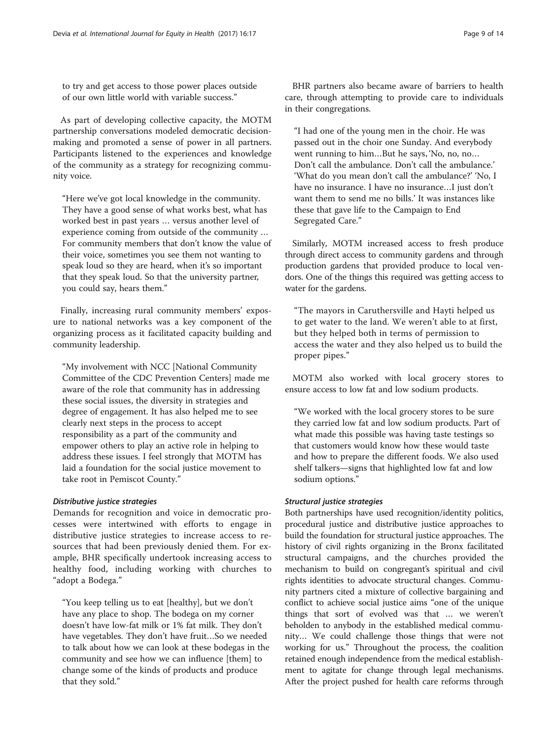to try and get access to those power places outside of our own little world with variable success."

As part of developing collective capacity, the MOTM partnership conversations modeled democratic decision-making and promoted a sense of power in all partners. Participants listened to the experiences and knowledge of the community as a strategy for recognizing community voice.

> "Here we've got local knowledge in the community. They have a good sense of what works best, what has worked best in past years … versus another level of experience coming from outside of the community … For community members that don't know the value of their voice, sometimes you see them not wanting to speak loud so they are heard, when it's so important that they speak loud. So that the university partner, you could say, hears them."

Finally, increasing rural community members' exposure to national networks was a key component of the organizing process as it facilitated capacity building and community leadership.

> "My involvement with NCC [National Community Committee of the CDC Prevention Centers] made me aware of the role that community has in addressing these social issues, the diversity in strategies and degree of engagement. It has also helped me to see clearly next steps in the process to accept responsibility as a part of the community and empower others to play an active role in helping to address these issues. I feel strongly that MOTM has laid a foundation for the social justice movement to take root in Pemiscot County."

#### *Distributive justice strategies*

Demands for recognition and voice in democratic processes were intertwined with efforts to engage in distributive justice strategies to increase access to resources that had been previously denied them. For example, BHR specifically undertook increasing access to healthy food, including working with churches to "adopt a Bodega."

> "You keep telling us to eat [healthy], but we don't have any place to shop. The bodega on my corner doesn't have low-fat milk or 1% fat milk. They don't have vegetables. They don't have fruit…So we needed to talk about how we can look at these bodegas in the community and see how we can influence [them] to change some of the kinds of products and produce that they sold."

BHR partners also became aware of barriers to health care, through attempting to provide care to individuals in their congregations.

> "I had one of the young men in the choir. He was passed out in the choir one Sunday. And everybody went running to him…But he says, 'No, no, no… Don't call the ambulance. Don't call the ambulance.' 'What do you mean don't call the ambulance?' 'No, I have no insurance. I have no insurance…I just don't want them to send me no bills.' It was instances like these that gave life to the Campaign to End Segregated Care."

Similarly, MOTM increased access to fresh produce through direct access to community gardens and through production gardens that provided produce to local vendors. One of the things this required was getting access to water for the gardens.

> "The mayors in Caruthersville and Hayti helped us to get water to the land. We weren't able to at first, but they helped both in terms of permission to access the water and they also helped us to build the proper pipes."

MOTM also worked with local grocery stores to ensure access to low fat and low sodium products.

> "We worked with the local grocery stores to be sure they carried low fat and low sodium products. Part of what made this possible was having taste testings so that customers would know how these would taste and how to prepare the different foods. We also used shelf talkers—signs that highlighted low fat and low sodium options."

#### *Structural justice strategies*

Both partnerships have used recognition/identity politics, procedural justice and distributive justice approaches to build the foundation for structural justice approaches. The history of civil rights organizing in the Bronx facilitated structural campaigns, and the churches provided the mechanism to build on congregant's spiritual and civil rights identities to advocate structural changes. Community partners cited a mixture of collective bargaining and conflict to achieve social justice aims "one of the unique things that sort of evolved was that … we weren't beholden to anybody in the established medical community… We could challenge those things that were not working for us." Throughout the process, the coalition retained enough independence from the medical establishment to agitate for change through legal mechanisms. After the project pushed for health care reforms through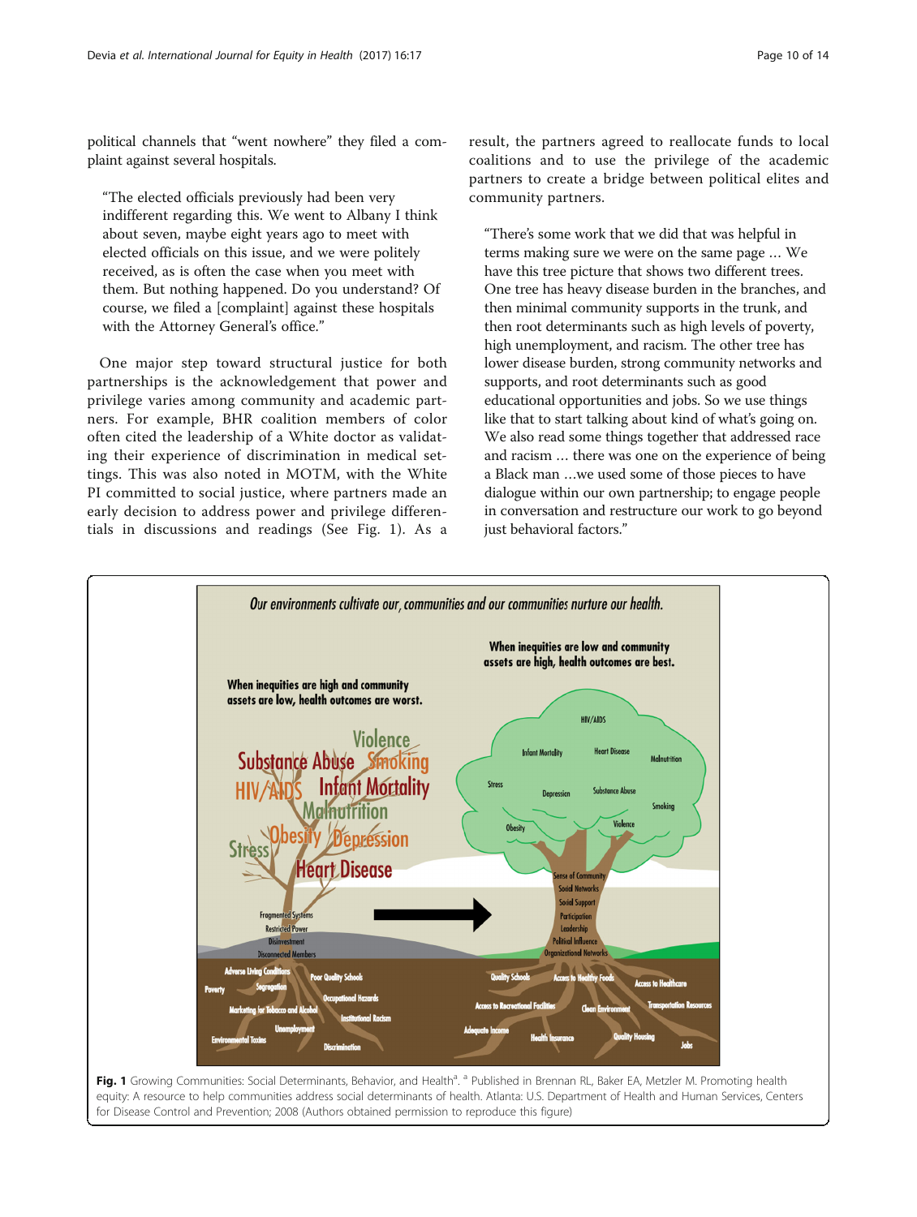political channels that "went nowhere" they filed a complaint against several hospitals.

> "The elected officials previously had been very indifferent regarding this. We went to Albany I think about seven, maybe eight years ago to meet with elected officials on this issue, and we were politely received, as is often the case when you meet with them. But nothing happened. Do you understand? Of course, we filed a [complaint] against these hospitals with the Attorney General's office."

One major step toward structural justice for both partnerships is the acknowledgement that power and privilege varies among community and academic partners. For example, BHR coalition members of color often cited the leadership of a White doctor as validating their experience of discrimination in medical settings. This was also noted in MOTM, with the White PI committed to social justice, where partners made an early decision to address power and privilege differentials in discussions and readings (See Fig. 1). As a result, the partners agreed to reallocate funds to local coalitions and to use the privilege of the academic partners to create a bridge between political elites and community partners.

> "There's some work that we did that was helpful in terms making sure we were on the same page … We have this tree picture that shows two different trees. One tree has heavy disease burden in the branches, and then minimal community supports in the trunk, and then root determinants such as high levels of poverty, high unemployment, and racism. The other tree has lower disease burden, strong community networks and supports, and root determinants such as good educational opportunities and jobs. So we use things like that to start talking about kind of what's going on. We also read some things together that addressed race and racism … there was one on the experience of being a Black man …we used some of those pieces to have dialogue within our own partnership; to engage people in conversation and restructure our work to go beyond just behavioral factors."

**Fig. 1** Growing Communities: Social Determinants, Behavior, and Health[a]. [a] Published in Brennan RL, Baker EA, Metzler M. Promoting health equity: A resource to help communities address social determinants of health. Atlanta: U.S. Department of Health and Human Services, Centers for Disease Control and Prevention; 2008 (Authors obtained permission to reproduce this figure)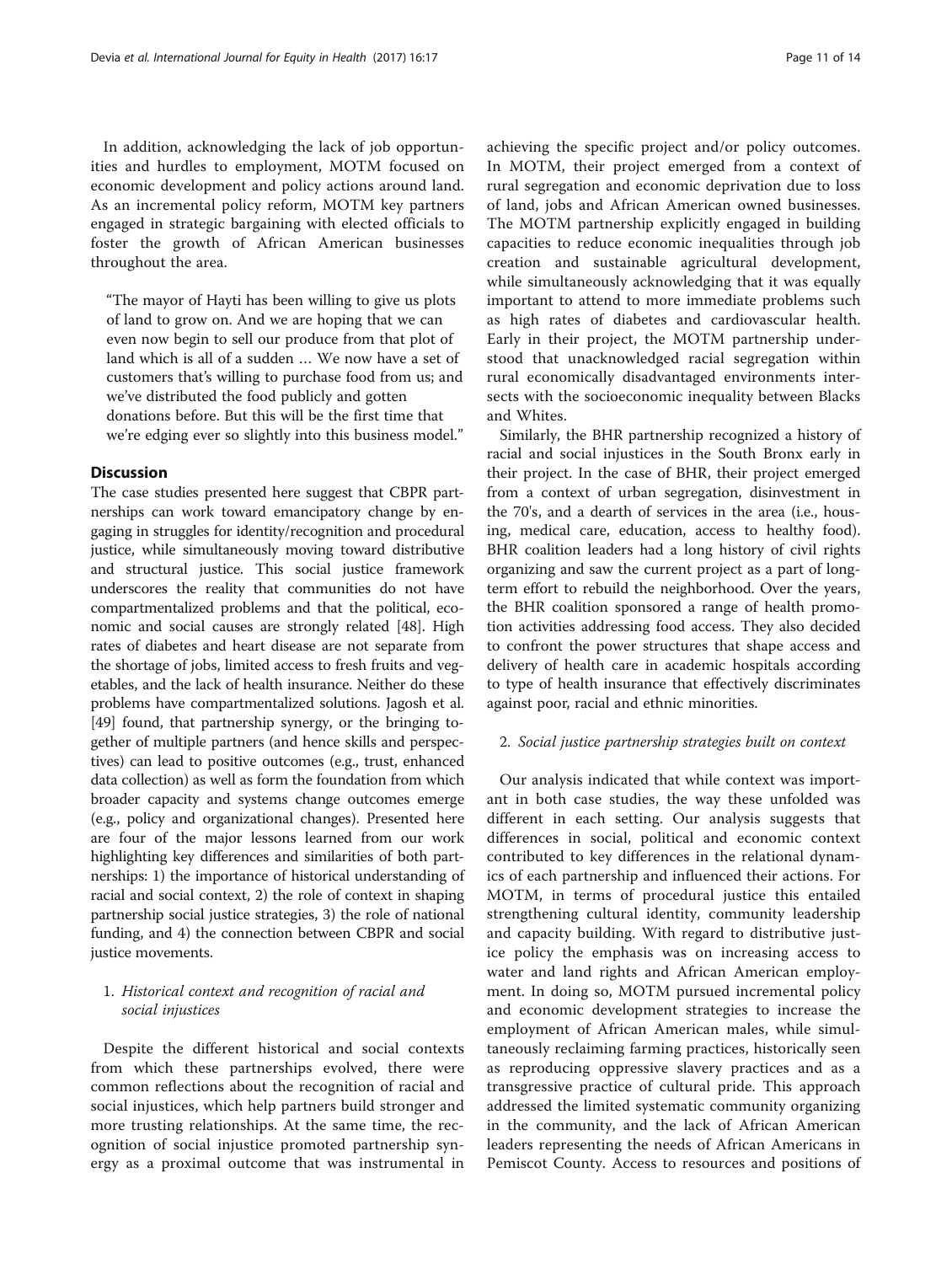In addition, acknowledging the lack of job opportunities and hurdles to employment, MOTM focused on economic development and policy actions around land. As an incremental policy reform, MOTM key partners engaged in strategic bargaining with elected officials to foster the growth of African American businesses throughout the area.

> "The mayor of Hayti has been willing to give us plots of land to grow on. And we are hoping that we can even now begin to sell our produce from that plot of land which is all of a sudden … We now have a set of customers that's willing to purchase food from us; and we've distributed the food publicly and gotten donations before. But this will be the first time that we're edging ever so slightly into this business model."

## Discussion

The case studies presented here suggest that CBPR partnerships can work toward emancipatory change by engaging in struggles for identity/recognition and procedural justice, while simultaneously moving toward distributive and structural justice. This social justice framework underscores the reality that communities do not have compartmentalized problems and that the political, economic and social causes are strongly related [48]. High rates of diabetes and heart disease are not separate from the shortage of jobs, limited access to fresh fruits and vegetables, and the lack of health insurance. Neither do these problems have compartmentalized solutions. Jagosh et al. [49] found, that partnership synergy, or the bringing together of multiple partners (and hence skills and perspectives) can lead to positive outcomes (e.g., trust, enhanced data collection) as well as form the foundation from which broader capacity and systems change outcomes emerge (e.g., policy and organizational changes). Presented here are four of the major lessons learned from our work highlighting key differences and similarities of both partnerships: 1) the importance of historical understanding of racial and social context, 2) the role of context in shaping partnership social justice strategies, 3) the role of national funding, and 4) the connection between CBPR and social justice movements.

### 1. *Historical context and recognition of racial and social injustices*

Despite the different historical and social contexts from which these partnerships evolved, there were common reflections about the recognition of racial and social injustices, which help partners build stronger and more trusting relationships. At the same time, the recognition of social injustice promoted partnership synergy as a proximal outcome that was instrumental in achieving the specific project and/or policy outcomes. In MOTM, their project emerged from a context of rural segregation and economic deprivation due to loss of land, jobs and African American owned businesses. The MOTM partnership explicitly engaged in building capacities to reduce economic inequalities through job creation and sustainable agricultural development, while simultaneously acknowledging that it was equally important to attend to more immediate problems such as high rates of diabetes and cardiovascular health. Early in their project, the MOTM partnership understood that unacknowledged racial segregation within rural economically disadvantaged environments intersects with the socioeconomic inequality between Blacks and Whites.

Similarly, the BHR partnership recognized a history of racial and social injustices in the South Bronx early in their project. In the case of BHR, their project emerged from a context of urban segregation, disinvestment in the 70's, and a dearth of services in the area (i.e., housing, medical care, education, access to healthy food). BHR coalition leaders had a long history of civil rights organizing and saw the current project as a part of long-term effort to rebuild the neighborhood. Over the years, the BHR coalition sponsored a range of health promotion activities addressing food access. They also decided to confront the power structures that shape access and delivery of health care in academic hospitals according to type of health insurance that effectively discriminates against poor, racial and ethnic minorities.

### 2. *Social justice partnership strategies built on context*

Our analysis indicated that while context was important in both case studies, the way these unfolded was different in each setting. Our analysis suggests that differences in social, political and economic context contributed to key differences in the relational dynamics of each partnership and influenced their actions. For MOTM, in terms of procedural justice this entailed strengthening cultural identity, community leadership and capacity building. With regard to distributive justice policy the emphasis was on increasing access to water and land rights and African American employment. In doing so, MOTM pursued incremental policy and economic development strategies to increase the employment of African American males, while simultaneously reclaiming farming practices, historically seen as reproducing oppressive slavery practices and as a transgressive practice of cultural pride. This approach addressed the limited systematic community organizing in the community, and the lack of African American leaders representing the needs of African Americans in Pemiscot County. Access to resources and positions of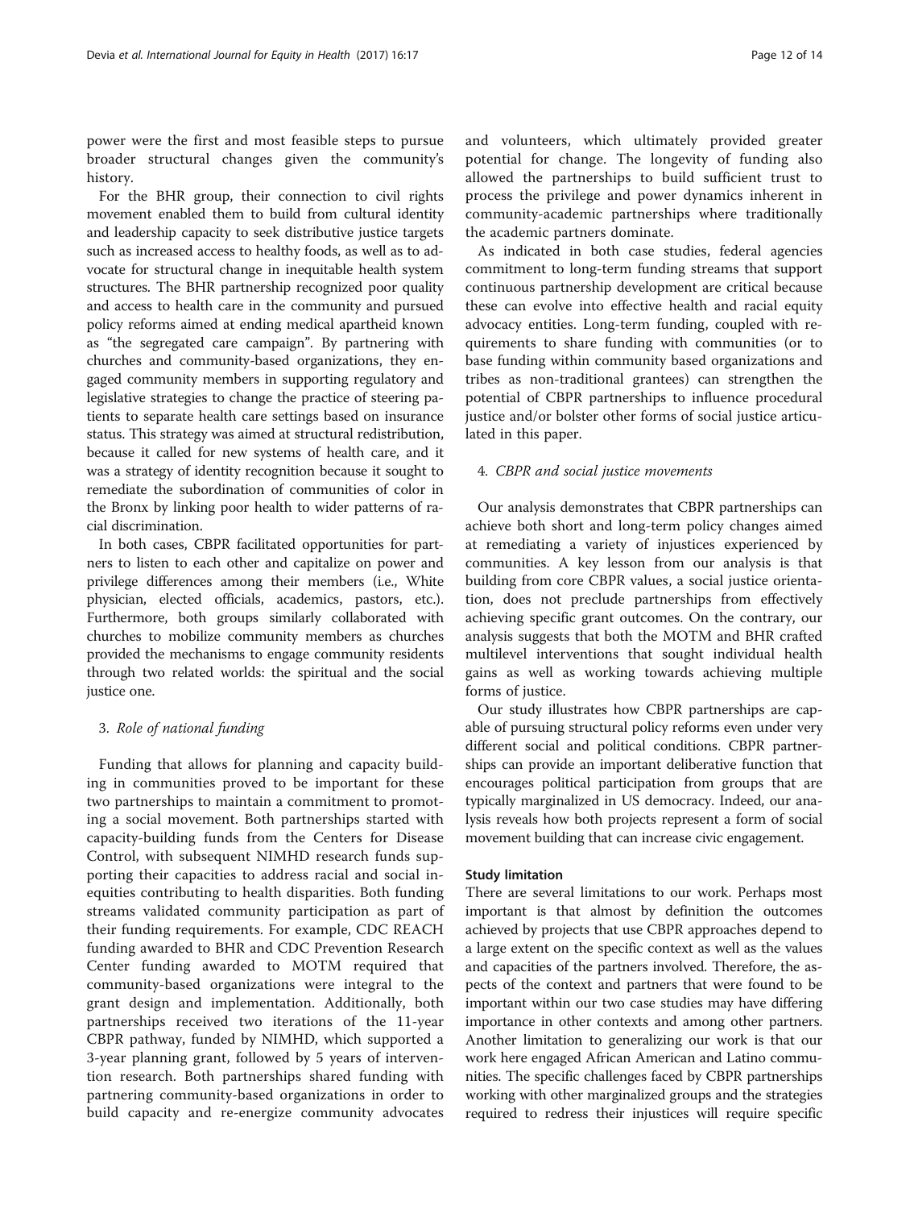power were the first and most feasible steps to pursue broader structural changes given the community's history.

For the BHR group, their connection to civil rights movement enabled them to build from cultural identity and leadership capacity to seek distributive justice targets such as increased access to healthy foods, as well as to advocate for structural change in inequitable health system structures. The BHR partnership recognized poor quality and access to health care in the community and pursued policy reforms aimed at ending medical apartheid known as "the segregated care campaign". By partnering with churches and community-based organizations, they engaged community members in supporting regulatory and legislative strategies to change the practice of steering patients to separate health care settings based on insurance status. This strategy was aimed at structural redistribution, because it called for new systems of health care, and it was a strategy of identity recognition because it sought to remediate the subordination of communities of color in the Bronx by linking poor health to wider patterns of racial discrimination.

In both cases, CBPR facilitated opportunities for partners to listen to each other and capitalize on power and privilege differences among their members (i.e., White physician, elected officials, academics, pastors, etc.). Furthermore, both groups similarly collaborated with churches to mobilize community members as churches provided the mechanisms to engage community residents through two related worlds: the spiritual and the social justice one.

3. *Role of national funding*

Funding that allows for planning and capacity building in communities proved to be important for these two partnerships to maintain a commitment to promoting a social movement. Both partnerships started with capacity-building funds from the Centers for Disease Control, with subsequent NIMHD research funds supporting their capacities to address racial and social inequities contributing to health disparities. Both funding streams validated community participation as part of their funding requirements. For example, CDC REACH funding awarded to BHR and CDC Prevention Research Center funding awarded to MOTM required that community-based organizations were integral to the grant design and implementation. Additionally, both partnerships received two iterations of the 11-year CBPR pathway, funded by NIMHD, which supported a 3-year planning grant, followed by 5 years of intervention research. Both partnerships shared funding with partnering community-based organizations in order to build capacity and re-energize community advocates and volunteers, which ultimately provided greater potential for change. The longevity of funding also allowed the partnerships to build sufficient trust to process the privilege and power dynamics inherent in community-academic partnerships where traditionally the academic partners dominate.

As indicated in both case studies, federal agencies commitment to long-term funding streams that support continuous partnership development are critical because these can evolve into effective health and racial equity advocacy entities. Long-term funding, coupled with requirements to share funding with communities (or to base funding within community based organizations and tribes as non-traditional grantees) can strengthen the potential of CBPR partnerships to influence procedural justice and/or bolster other forms of social justice articulated in this paper.

4. *CBPR and social justice movements*

Our analysis demonstrates that CBPR partnerships can achieve both short and long-term policy changes aimed at remediating a variety of injustices experienced by communities. A key lesson from our analysis is that building from core CBPR values, a social justice orientation, does not preclude partnerships from effectively achieving specific grant outcomes. On the contrary, our analysis suggests that both the MOTM and BHR crafted multilevel interventions that sought individual health gains as well as working towards achieving multiple forms of justice.

Our study illustrates how CBPR partnerships are capable of pursuing structural policy reforms even under very different social and political conditions. CBPR partnerships can provide an important deliberative function that encourages political participation from groups that are typically marginalized in US democracy. Indeed, our analysis reveals how both projects represent a form of social movement building that can increase civic engagement.

### Study limitation

There are several limitations to our work. Perhaps most important is that almost by definition the outcomes achieved by projects that use CBPR approaches depend to a large extent on the specific context as well as the values and capacities of the partners involved. Therefore, the aspects of the context and partners that were found to be important within our two case studies may have differing importance in other contexts and among other partners. Another limitation to generalizing our work is that our work here engaged African American and Latino communities. The specific challenges faced by CBPR partnerships working with other marginalized groups and the strategies required to redress their injustices will require specific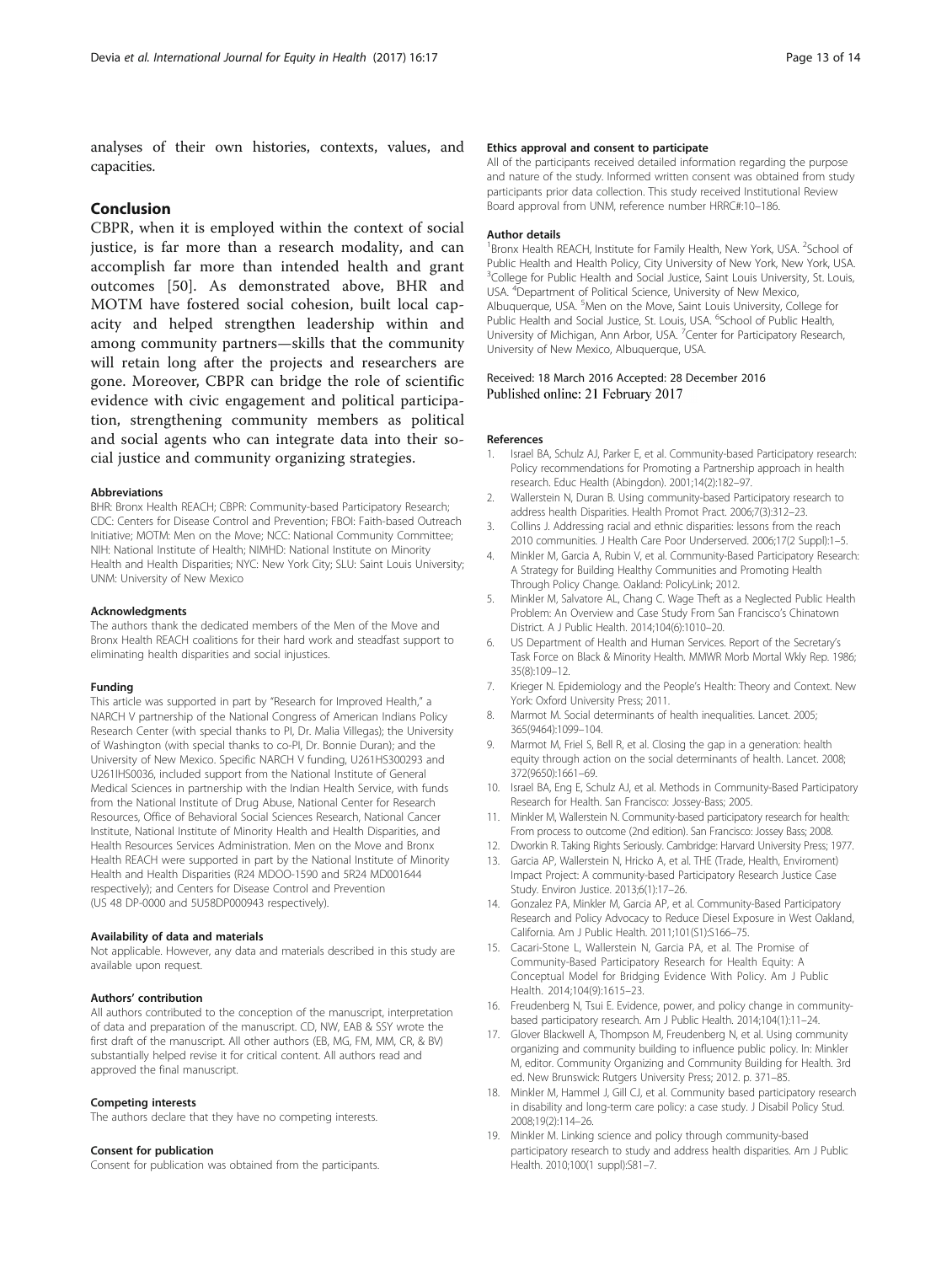analyses of their own histories, contexts, values, and capacities.

## Conclusion

CBPR, when it is employed within the context of social justice, is far more than a research modality, and can accomplish far more than intended health and grant outcomes [50]. As demonstrated above, BHR and MOTM have fostered social cohesion, built local capacity and helped strengthen leadership within and among community partners—skills that the community will retain long after the projects and researchers are gone. Moreover, CBPR can bridge the role of scientific evidence with civic engagement and political participation, strengthening community members as political and social agents who can integrate data into their social justice and community organizing strategies.

#### Abbreviations

BHR: Bronx Health REACH; CBPR: Community-based Participatory Research; CDC: Centers for Disease Control and Prevention; FBOI: Faith-based Outreach Initiative; MOTM: Men on the Move; NCC: National Community Committee; NIH: National Institute of Health; NIMHD: National Institute on Minority Health and Health Disparities; NYC: New York City; SLU: Saint Louis University; UNM: University of New Mexico

#### Acknowledgments

The authors thank the dedicated members of the Men of the Move and Bronx Health REACH coalitions for their hard work and steadfast support to eliminating health disparities and social injustices.

#### Funding

This article was supported in part by "Research for Improved Health," a NARCH V partnership of the National Congress of American Indians Policy Research Center (with special thanks to PI, Dr. Malia Villegas); the University of Washington (with special thanks to co-PI, Dr. Bonnie Duran); and the University of New Mexico. Specific NARCH V funding, U261HS300293 and U261IHS0036, included support from the National Institute of General Medical Sciences in partnership with the Indian Health Service, with funds from the National Institute of Drug Abuse, National Center for Research Resources, Office of Behavioral Social Sciences Research, National Cancer Institute, National Institute of Minority Health and Health Disparities, and Health Resources Services Administration. Men on the Move and Bronx Health REACH were supported in part by the National Institute of Minority Health and Health Disparities (R24 MDOO-1590 and 5R24 MD001644 respectively); and Centers for Disease Control and Prevention (US 48 DP-0000 and 5U58DP000943 respectively).

#### Availability of data and materials

Not applicable. However, any data and materials described in this study are available upon request.

#### Authors' contribution

All authors contributed to the conception of the manuscript, interpretation of data and preparation of the manuscript. CD, NW, EAB & SSY wrote the first draft of the manuscript. All other authors (EB, MG, FM, MM, CR, & BV) substantially helped revise it for critical content. All authors read and approved the final manuscript.

#### Competing interests

The authors declare that they have no competing interests.

#### Consent for publication

Consent for publication was obtained from the participants.

#### Ethics approval and consent to participate

All of the participants received detailed information regarding the purpose and nature of the study. Informed written consent was obtained from study participants prior data collection. This study received Institutional Review Board approval from UNM, reference number HRRC#:10–186.

#### Author details

[1]Bronx Health REACH, Institute for Family Health, New York, USA. [2]School of Public Health and Health Policy, City University of New York, New York, USA. [3]College for Public Health and Social Justice, Saint Louis University, St. Louis, USA. [4]Department of Political Science, University of New Mexico, Albuquerque, USA. [5]Men on the Move, Saint Louis University, College for Public Health and Social Justice, St. Louis, USA. [6]School of Public Health, University of Michigan, Ann Arbor, USA. [7]Center for Participatory Research, University of New Mexico, Albuquerque, USA.

Received: 18 March 2016 Accepted: 28 December 2016
Published online: 21 February 2017

#### References

1. Israel BA, Schulz AJ, Parker E, et al. Community-based Participatory research: Policy recommendations for Promoting a Partnership approach in health research. Educ Health (Abingdon). 2001;14(2):182–97.
2. Wallerstein N, Duran B. Using community-based Participatory research to address health Disparities. Health Promot Pract. 2006;7(3):312–23.
3. Collins J. Addressing racial and ethnic disparities: lessons from the reach 2010 communities. J Health Care Poor Underserved. 2006;17(2 Suppl):1–5.
4. Minkler M, Garcia A, Rubin V, et al. Community-Based Participatory Research: A Strategy for Building Healthy Communities and Promoting Health Through Policy Change. Oakland: PolicyLink; 2012.
5. Minkler M, Salvatore AL, Chang C. Wage Theft as a Neglected Public Health Problem: An Overview and Case Study From San Francisco's Chinatown District. A J Public Health. 2014;104(6):1010–20.
6. US Department of Health and Human Services. Report of the Secretary's Task Force on Black & Minority Health. MMWR Morb Mortal Wkly Rep. 1986; 35(8):109–12.
7. Krieger N. Epidemiology and the People's Health: Theory and Context. New York: Oxford University Press; 2011.
8. Marmot M. Social determinants of health inequalities. Lancet. 2005; 365(9464):1099–104.
9. Marmot M, Friel S, Bell R, et al. Closing the gap in a generation: health equity through action on the social determinants of health. Lancet. 2008; 372(9650):1661–69.
10. Israel BA, Eng E, Schulz AJ, et al. Methods in Community-Based Participatory Research for Health. San Francisco: Jossey-Bass; 2005.
11. Minkler M, Wallerstein N. Community-based participatory research for health: From process to outcome (2nd edition). San Francisco: Jossey Bass; 2008.
12. Dworkin R. Taking Rights Seriously. Cambridge: Harvard University Press; 1977.
13. Garcia AP, Wallerstein N, Hricko A, et al. THE (Trade, Health, Enviroment) Impact Project: A community-based Participatory Research Justice Case Study. Environ Justice. 2013;6(1):17–26.
14. Gonzalez PA, Minkler M, Garcia AP, et al. Community-Based Participatory Research and Policy Advocacy to Reduce Diesel Exposure in West Oakland, California. Am J Public Health. 2011;101(S1):S166–75.
15. Cacari-Stone L, Wallerstein N, Garcia PA, et al. The Promise of Community-Based Participatory Research for Health Equity: A Conceptual Model for Bridging Evidence With Policy. Am J Public Health. 2014;104(9):1615–23.
16. Freudenberg N, Tsui E. Evidence, power, and policy change in community-based participatory research. Am J Public Health. 2014;104(1):11–24.
17. Glover Blackwell A, Thompson M, Freudenberg N, et al. Using community organizing and community building to influence public policy. In: Minkler M, editor. Community Organizing and Community Building for Health. 3rd ed. New Brunswick: Rutgers University Press; 2012. p. 371–85.
18. Minkler M, Hammel J, Gill CJ, et al. Community based participatory research in disability and long-term care policy: a case study. J Disabil Policy Stud. 2008;19(2):114–26.
19. Minkler M. Linking science and policy through community-based participatory research to study and address health disparities. Am J Public Health. 2010;100(1 suppl):S81–7.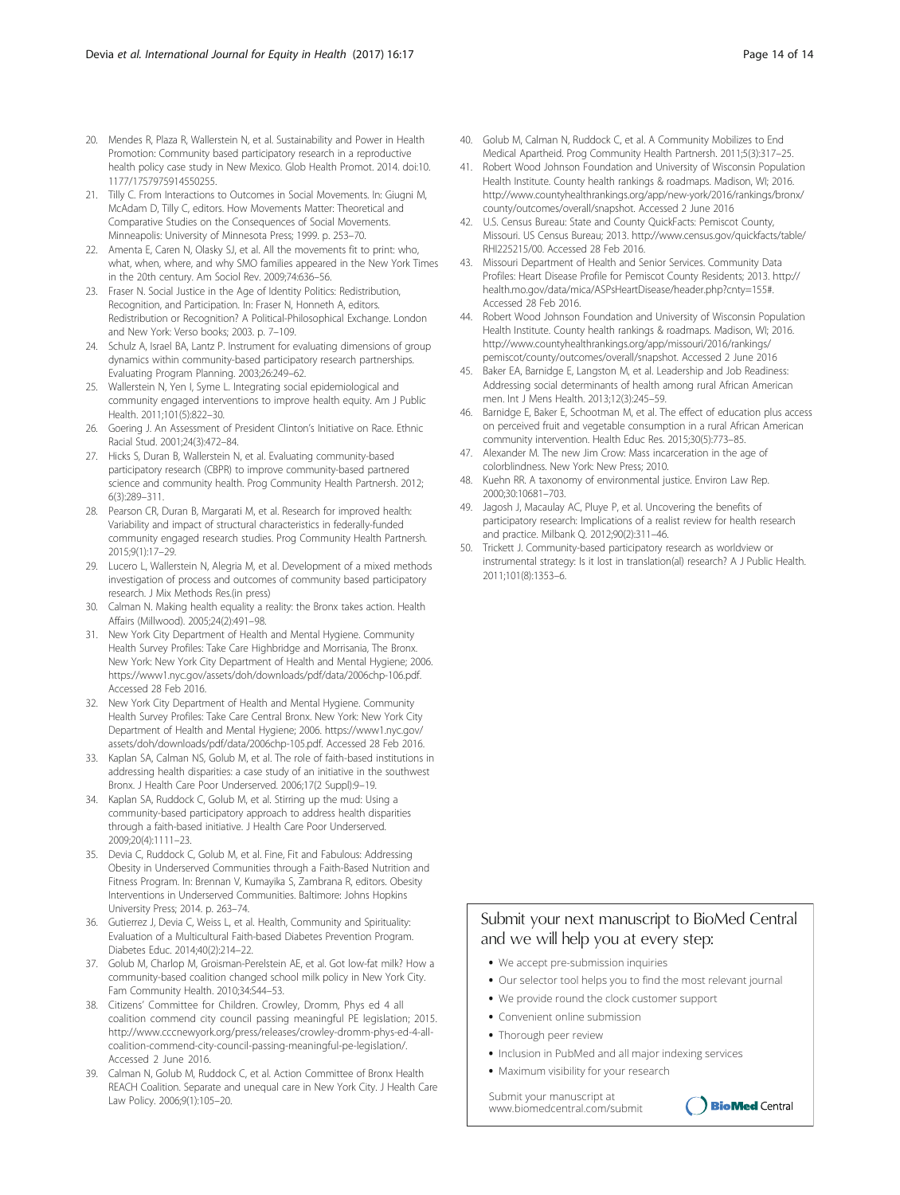20. Mendes R, Plaza R, Wallerstein N, et al. Sustainability and Power in Health Promotion: Community based participatory research in a reproductive health policy case study in New Mexico. Glob Health Promot. 2014. doi:10.1177/1757975914550255.
21. Tilly C. From Interactions to Outcomes in Social Movements. In: Giugni M, McAdam D, Tilly C, editors. How Movements Matter: Theoretical and Comparative Studies on the Consequences of Social Movements. Minneapolis: University of Minnesota Press; 1999. p. 253–70.
22. Amenta E, Caren N, Olasky SJ, et al. All the movements fit to print: who, what, when, where, and why SMO families appeared in the New York Times in the 20th century. Am Sociol Rev. 2009;74:636–56.
23. Fraser N. Social Justice in the Age of Identity Politics: Redistribution, Recognition, and Participation. In: Fraser N, Honneth A, editors. Redistribution or Recognition? A Political-Philosophical Exchange. London and New York: Verso books; 2003. p. 7–109.
24. Schulz A, Israel BA, Lantz P. Instrument for evaluating dimensions of group dynamics within community-based participatory research partnerships. Evaluating Program Planning. 2003;26:249–62.
25. Wallerstein N, Yen I, Syme L. Integrating social epidemiological and community engaged interventions to improve health equity. Am J Public Health. 2011;101(5):822–30.
26. Goering J. An Assessment of President Clinton's Initiative on Race. Ethnic Racial Stud. 2001;24(3):472–84.
27. Hicks S, Duran B, Wallerstein N, et al. Evaluating community-based participatory research (CBPR) to improve community-based partnered science and community health. Prog Community Health Partnersh. 2012; 6(3):289–311.
28. Pearson CR, Duran B, Margarati M, et al. Research for improved health: Variability and impact of structural characteristics in federally-funded community engaged research studies. Prog Community Health Partnersh. 2015;9(1):17–29.
29. Lucero L, Wallerstein N, Alegria M, et al. Development of a mixed methods investigation of process and outcomes of community based participatory research. J Mix Methods Res.(in press)
30. Calman N. Making health equality a reality: the Bronx takes action. Health Affairs (Millwood). 2005;24(2):491–98.
31. New York City Department of Health and Mental Hygiene. Community Health Survey Profiles: Take Care Highbridge and Morrisania, The Bronx. New York: New York City Department of Health and Mental Hygiene; 2006. https://www1.nyc.gov/assets/doh/downloads/pdf/data/2006chp-106.pdf. Accessed 28 Feb 2016.
32. New York City Department of Health and Mental Hygiene. Community Health Survey Profiles: Take Care Central Bronx. New York: New York City Department of Health and Mental Hygiene; 2006. https://www1.nyc.gov/assets/doh/downloads/pdf/data/2006chp-105.pdf. Accessed 28 Feb 2016.
33. Kaplan SA, Calman NS, Golub M, et al. The role of faith-based institutions in addressing health disparities: a case study of an initiative in the southwest Bronx. J Health Care Poor Underserved. 2006;17(2 Suppl):9–19.
34. Kaplan SA, Ruddock C, Golub M, et al. Stirring up the mud: Using a community-based participatory approach to address health disparities through a faith-based initiative. J Health Care Poor Underserved. 2009;20(4):1111–23.
35. Devia C, Ruddock C, Golub M, et al. Fine, Fit and Fabulous: Addressing Obesity in Underserved Communities through a Faith-Based Nutrition and Fitness Program. In: Brennan V, Kumayika S, Zambrana R, editors. Obesity Interventions in Underserved Communities. Baltimore: Johns Hopkins University Press; 2014. p. 263–74.
36. Gutierrez J, Devia C, Weiss L, et al. Health, Community and Spirituality: Evaluation of a Multicultural Faith-based Diabetes Prevention Program. Diabetes Educ. 2014;40(2):214–22.
37. Golub M, Charlop M, Groisman-Perelstein AE, et al. Got low-fat milk? How a community-based coalition changed school milk policy in New York City. Fam Community Health. 2010;34:S44–53.
38. Citizens' Committee for Children. Crowley, Dromm, Phys ed 4 all coalition commend city council passing meaningful PE legislation; 2015. http://www.cccnewyork.org/press/releases/crowley-dromm-phys-ed-4-all-coalition-commend-city-council-passing-meaningful-pe-legislation/. Accessed 2 June 2016.
39. Calman N, Golub M, Ruddock C, et al. Action Committee of Bronx Health REACH Coalition. Separate and unequal care in New York City. J Health Care Law Policy. 2006;9(1):105–20.
40. Golub M, Calman N, Ruddock C, et al. A Community Mobilizes to End Medical Apartheid. Prog Community Health Partnersh. 2011;5(3):317–25.
41. Robert Wood Johnson Foundation and University of Wisconsin Population Health Institute. County health rankings & roadmaps. Madison, WI; 2016. http://www.countyhealthrankings.org/app/new-york/2016/rankings/bronx/county/outcomes/overall/snapshot. Accessed 2 June 2016
42. U.S. Census Bureau: State and County QuickFacts: Pemiscot County, Missouri. US Census Bureau; 2013. http://www.census.gov/quickfacts/table/RHI225215/00. Accessed 28 Feb 2016.
43. Missouri Department of Health and Senior Services. Community Data Profiles: Heart Disease Profile for Pemiscot County Residents; 2013. http://health.mo.gov/data/mica/ASPsHeartDisease/header.php?cnty=155#. Accessed 28 Feb 2016.
44. Robert Wood Johnson Foundation and University of Wisconsin Population Health Institute. County health rankings & roadmaps. Madison, WI; 2016. http://www.countyhealthrankings.org/app/missouri/2016/rankings/pemiscot/county/outcomes/overall/snapshot. Accessed 2 June 2016
45. Baker EA, Barnidge E, Langston M, et al. Leadership and Job Readiness: Addressing social determinants of health among rural African American men. Int J Mens Health. 2013;12(3):245–59.
46. Barnidge E, Baker E, Schootman M, et al. The effect of education plus access on perceived fruit and vegetable consumption in a rural African American community intervention. Health Educ Res. 2015;30(5):773–85.
47. Alexander M. The new Jim Crow: Mass incarceration in the age of colorblindness. New York: New Press; 2010.
48. Kuehn RR. A taxonomy of environmental justice. Environ Law Rep. 2000;30:10681–703.
49. Jagosh J, Macaulay AC, Pluye P, et al. Uncovering the benefits of participatory research: Implications of a realist review for health research and practice. Milbank Q. 2012;90(2):311–46.
50. Trickett J. Community-based participatory research as worldview or instrumental strategy: Is it lost in translation(al) research? A J Public Health. 2011;101(8):1353–6.

Submit your next manuscript to BioMed Central and we will help you at every step:

- We accept pre-submission inquiries
- Our selector tool helps you to find the most relevant journal
- We provide round the clock customer support
- Convenient online submission
- Thorough peer review
- Inclusion in PubMed and all major indexing services
- Maximum visibility for your research

Submit your manuscript at www.biomedcentral.com/submit